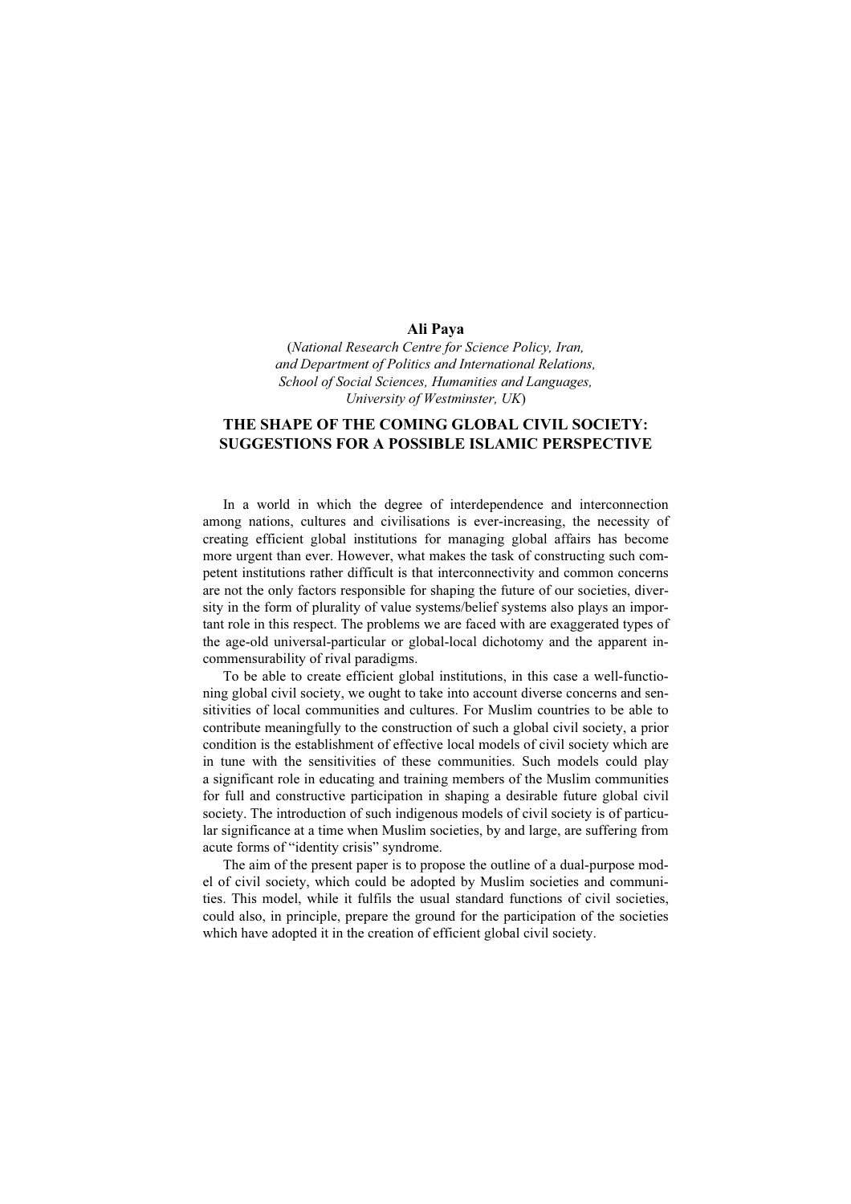**Ali Paya**

(*National Research Centre for Science Policy, Iran, and Department of Politics and International Relations, School of Social Sciences, Humanities and Languages, University of Westminster, UK*)

# THE SHAPE OF THE COMING GLOBAL CIVIL SOCIETY: SUGGESTIONS FOR A POSSIBLE ISLAMIC PERSPECTIVE

In a world in which the degree of interdependence and interconnection among nations, cultures and civilisations is ever-increasing, the necessity of creating efficient global institutions for managing global affairs has become more urgent than ever. However, what makes the task of constructing such competent institutions rather difficult is that interconnectivity and common concerns are not the only factors responsible for shaping the future of our societies, diversity in the form of plurality of value systems/belief systems also plays an important role in this respect. The problems we are faced with are exaggerated types of the age-old universal-particular or global-local dichotomy and the apparent incommensurability of rival paradigms.

To be able to create efficient global institutions, in this case a well-functioning global civil society, we ought to take into account diverse concerns and sensitivities of local communities and cultures. For Muslim countries to be able to contribute meaningfully to the construction of such a global civil society, a prior condition is the establishment of effective local models of civil society which are in tune with the sensitivities of these communities. Such models could play a significant role in educating and training members of the Muslim communities for full and constructive participation in shaping a desirable future global civil society. The introduction of such indigenous models of civil society is of particular significance at a time when Muslim societies, by and large, are suffering from acute forms of "identity crisis" syndrome.

The aim of the present paper is to propose the outline of a dual-purpose model of civil society, which could be adopted by Muslim societies and communities. This model, while it fulfils the usual standard functions of civil societies, could also, in principle, prepare the ground for the participation of the societies which have adopted it in the creation of efficient global civil society.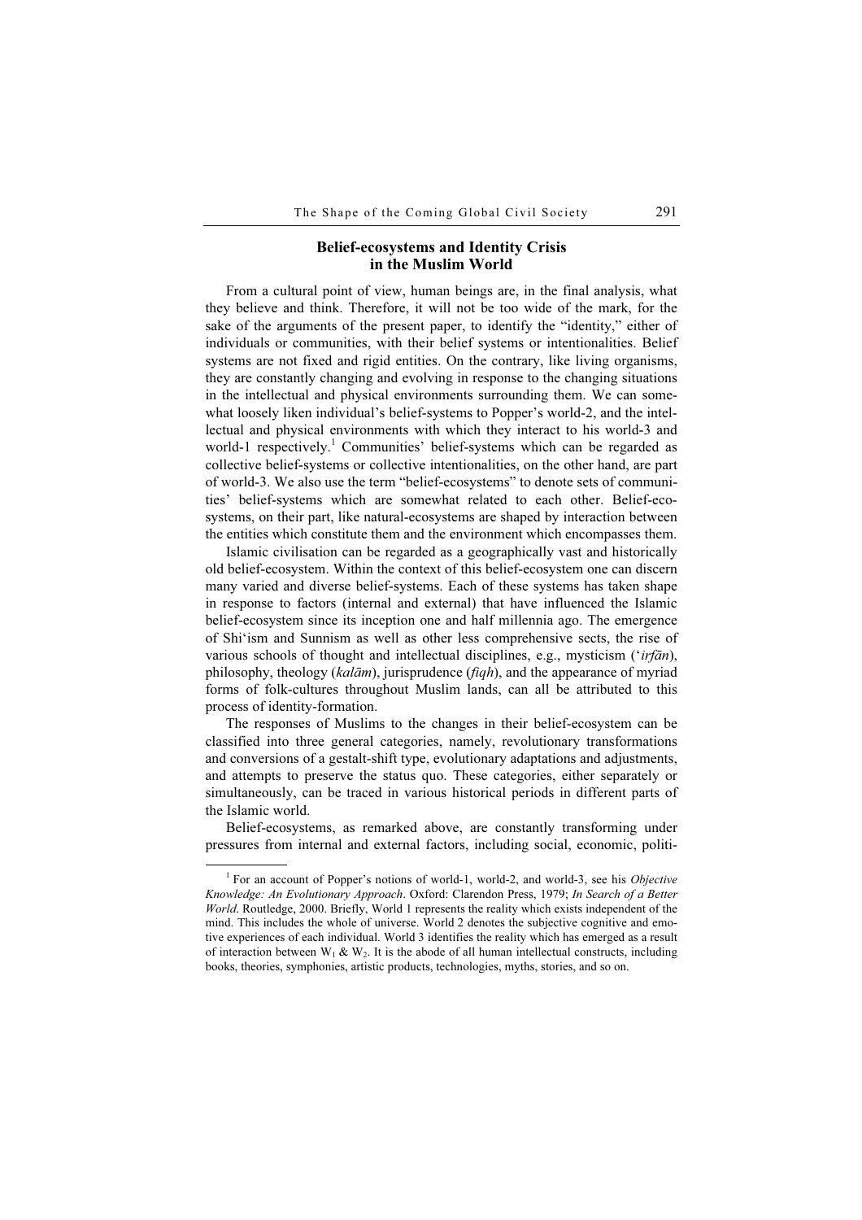## Belief-ecosystems and Identity Crisis in the Muslim World

From a cultural point of view, human beings are, in the final analysis, what they believe and think. Therefore, it will not be too wide of the mark, for the sake of the arguments of the present paper, to identify the "identity," either of individuals or communities, with their belief systems or intentionalities. Belief systems are not fixed and rigid entities. On the contrary, like living organisms, they are constantly changing and evolving in response to the changing situations in the intellectual and physical environments surrounding them. We can somewhat loosely liken individual's belief-systems to Popper's world-2, and the intellectual and physical environments with which they interact to his world-3 and world-1 respectively.[1] Communities' belief-systems which can be regarded as collective belief-systems or collective intentionalities, on the other hand, are part of world-3. We also use the term "belief-ecosystems" to denote sets of communities' belief-systems which are somewhat related to each other. Belief-ecosystems, on their part, like natural-ecosystems are shaped by interaction between the entities which constitute them and the environment which encompasses them.

Islamic civilisation can be regarded as a geographically vast and historically old belief-ecosystem. Within the context of this belief-ecosystem one can discern many varied and diverse belief-systems. Each of these systems has taken shape in response to factors (internal and external) that have influenced the Islamic belief-ecosystem since its inception one and half millennia ago. The emergence of Shi'ism and Sunnism as well as other less comprehensive sects, the rise of various schools of thought and intellectual disciplines, e.g., mysticism (*'irfān*), philosophy, theology (*kalām*), jurisprudence (*fiqh*), and the appearance of myriad forms of folk-cultures throughout Muslim lands, can all be attributed to this process of identity-formation.

The responses of Muslims to the changes in their belief-ecosystem can be classified into three general categories, namely, revolutionary transformations and conversions of a gestalt-shift type, evolutionary adaptations and adjustments, and attempts to preserve the status quo. These categories, either separately or simultaneously, can be traced in various historical periods in different parts of the Islamic world.

Belief-ecosystems, as remarked above, are constantly transforming under pressures from internal and external factors, including social, economic, politi-

---

[1] For an account of Popper's notions of world-1, world-2, and world-3, see his *Objective Knowledge: An Evolutionary Approach*. Oxford: Clarendon Press, 1979; *In Search of a Better World*. Routledge, 2000. Briefly, World 1 represents the reality which exists independent of the mind. This includes the whole of universe. World 2 denotes the subjective cognitive and emotive experiences of each individual. World 3 identifies the reality which has emerged as a result of interaction between $W_1$ & $W_2$. It is the abode of all human intellectual constructs, including books, theories, symphonies, artistic products, technologies, myths, stories, and so on.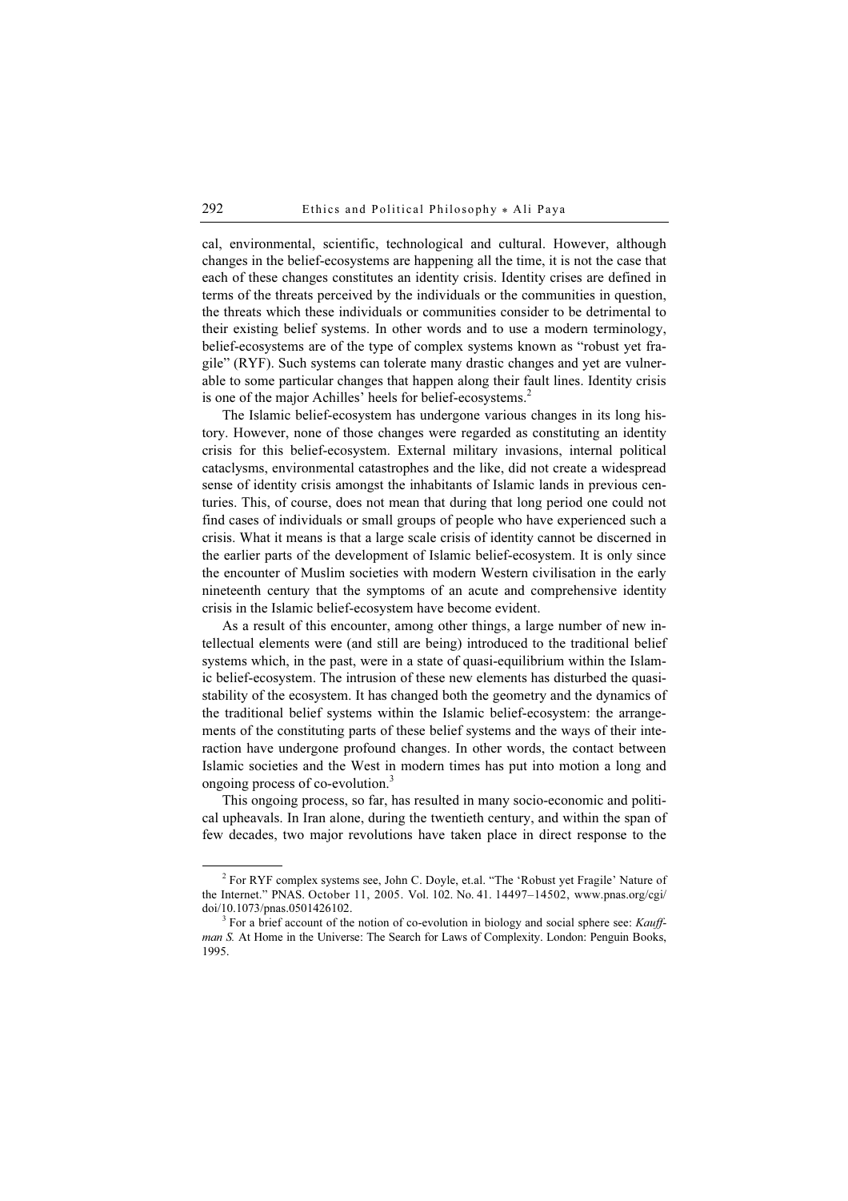cal, environmental, scientific, technological and cultural. However, although changes in the belief-ecosystems are happening all the time, it is not the case that each of these changes constitutes an identity crisis. Identity crises are defined in terms of the threats perceived by the individuals or the communities in question, the threats which these individuals or communities consider to be detrimental to their existing belief systems. In other words and to use a modern terminology, belief-ecosystems are of the type of complex systems known as "robust yet fragile" (RYF). Such systems can tolerate many drastic changes and yet are vulnerable to some particular changes that happen along their fault lines. Identity crisis is one of the major Achilles' heels for belief-ecosystems.[2]

The Islamic belief-ecosystem has undergone various changes in its long history. However, none of those changes were regarded as constituting an identity crisis for this belief-ecosystem. External military invasions, internal political cataclysms, environmental catastrophes and the like, did not create a widespread sense of identity crisis amongst the inhabitants of Islamic lands in previous centuries. This, of course, does not mean that during that long period one could not find cases of individuals or small groups of people who have experienced such a crisis. What it means is that a large scale crisis of identity cannot be discerned in the earlier parts of the development of Islamic belief-ecosystem. It is only since the encounter of Muslim societies with modern Western civilisation in the early nineteenth century that the symptoms of an acute and comprehensive identity crisis in the Islamic belief-ecosystem have become evident.

As a result of this encounter, among other things, a large number of new intellectual elements were (and still are being) introduced to the traditional belief systems which, in the past, were in a state of quasi-equilibrium within the Islamic belief-ecosystem. The intrusion of these new elements has disturbed the quasi-stability of the ecosystem. It has changed both the geometry and the dynamics of the traditional belief systems within the Islamic belief-ecosystem: the arrangements of the constituting parts of these belief systems and the ways of their interaction have undergone profound changes. In other words, the contact between Islamic societies and the West in modern times has put into motion a long and ongoing process of co-evolution.[3]

This ongoing process, so far, has resulted in many socio-economic and political upheavals. In Iran alone, during the twentieth century, and within the span of few decades, two major revolutions have taken place in direct response to the

---

[2] For RYF complex systems see, John C. Doyle, et.al. "The 'Robust yet Fragile' Nature of the Internet." PNAS. October 11, 2005. Vol. 102. No. 41. 14497–14502, www.pnas.org/cgi/doi/10.1073/pnas.0501426102.

[3] For a brief account of the notion of co-evolution in biology and social sphere see: *Kauffman S.* At Home in the Universe: The Search for Laws of Complexity. London: Penguin Books, 1995.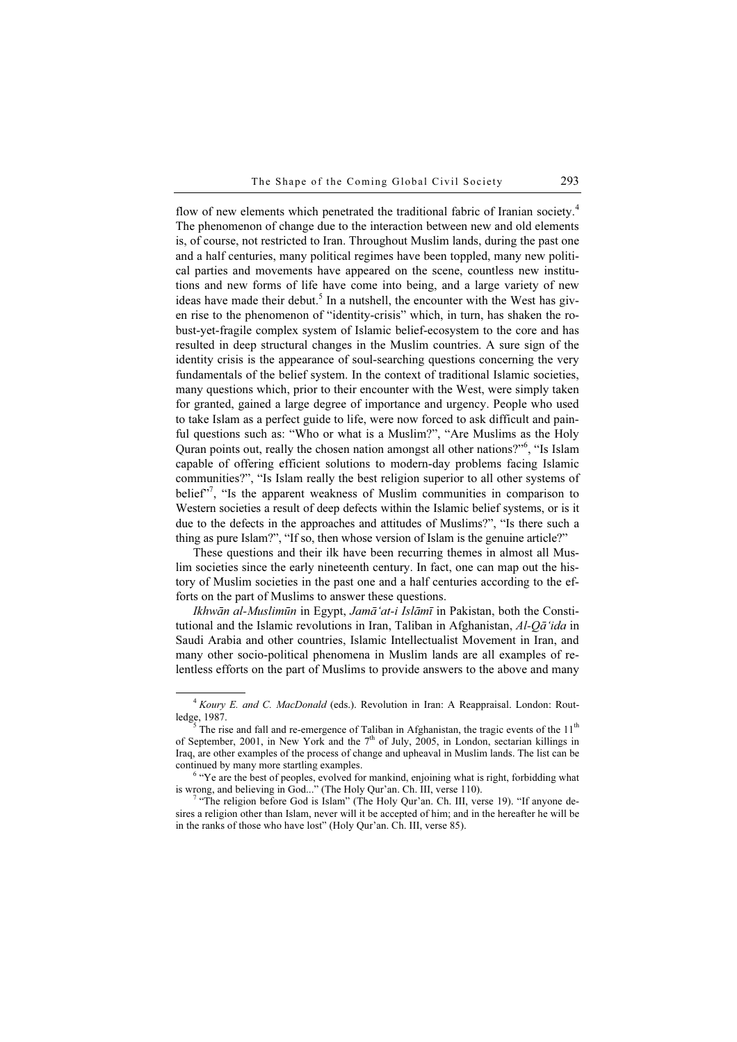flow of new elements which penetrated the traditional fabric of Iranian society.[4] The phenomenon of change due to the interaction between new and old elements is, of course, not restricted to Iran. Throughout Muslim lands, during the past one and a half centuries, many political regimes have been toppled, many new political parties and movements have appeared on the scene, countless new institutions and new forms of life have come into being, and a large variety of new ideas have made their debut.[5] In a nutshell, the encounter with the West has given rise to the phenomenon of "identity-crisis" which, in turn, has shaken the robust-yet-fragile complex system of Islamic belief-ecosystem to the core and has resulted in deep structural changes in the Muslim countries. A sure sign of the identity crisis is the appearance of soul-searching questions concerning the very fundamentals of the belief system. In the context of traditional Islamic societies, many questions which, prior to their encounter with the West, were simply taken for granted, gained a large degree of importance and urgency. People who used to take Islam as a perfect guide to life, were now forced to ask difficult and painful questions such as: "Who or what is a Muslim?", "Are Muslims as the Holy Quran points out, really the chosen nation amongst all other nations?"[6], "Is Islam capable of offering efficient solutions to modern-day problems facing Islamic communities?", "Is Islam really the best religion superior to all other systems of belief"[7], "Is the apparent weakness of Muslim communities in comparison to Western societies a result of deep defects within the Islamic belief systems, or is it due to the defects in the approaches and attitudes of Muslims?", "Is there such a thing as pure Islam?", "If so, then whose version of Islam is the genuine article?"

These questions and their ilk have been recurring themes in almost all Muslim societies since the early nineteenth century. In fact, one can map out the history of Muslim societies in the past one and a half centuries according to the efforts on the part of Muslims to answer these questions.

*Ikhwān al-Muslimūn* in Egypt, *Jamā'at-i Islāmī* in Pakistan, both the Constitutional and the Islamic revolutions in Iran, Taliban in Afghanistan, *Al-Qā'ida* in Saudi Arabia and other countries, Islamic Intellectualist Movement in Iran, and many other socio-political phenomena in Muslim lands are all examples of relentless efforts on the part of Muslims to provide answers to the above and many

---

[4] *Koury E. and C. MacDonald* (eds.). Revolution in Iran: A Reappraisal. London: Routledge, 1987.

[5] The rise and fall and re-emergence of Taliban in Afghanistan, the tragic events of the 11th of September, 2001, in New York and the 7th of July, 2005, in London, sectarian killings in Iraq, are other examples of the process of change and upheaval in Muslim lands. The list can be continued by many more startling examples.

[6] "Ye are the best of peoples, evolved for mankind, enjoining what is right, forbidding what is wrong, and believing in God..." (The Holy Qur'an. Ch. III, verse 110).

[7] "The religion before God is Islam" (The Holy Qur'an. Ch. III, verse 19). "If anyone desires a religion other than Islam, never will it be accepted of him; and in the hereafter he will be in the ranks of those who have lost" (Holy Qur'an. Ch. III, verse 85).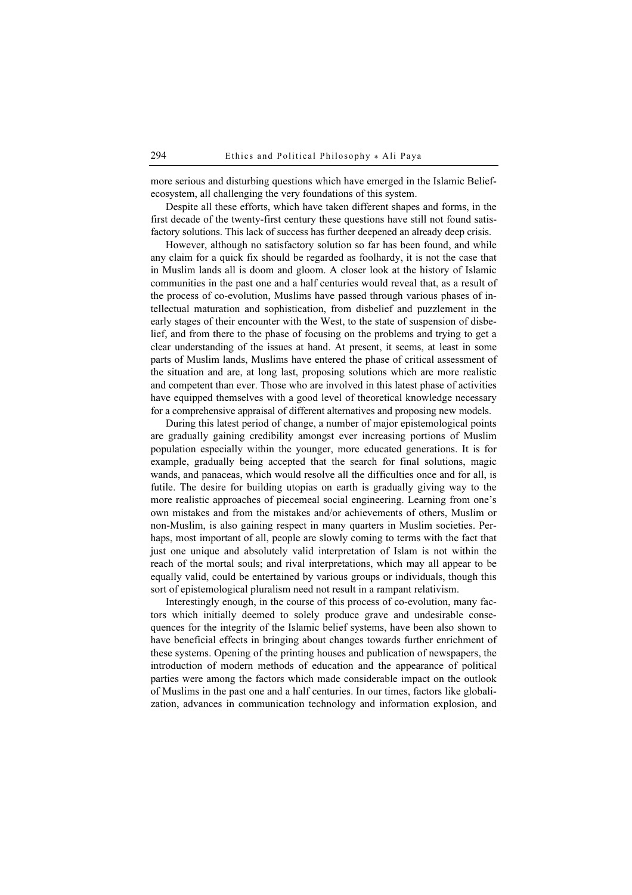more serious and disturbing questions which have emerged in the Islamic Belief-ecosystem, all challenging the very foundations of this system.

Despite all these efforts, which have taken different shapes and forms, in the first decade of the twenty-first century these questions have still not found satisfactory solutions. This lack of success has further deepened an already deep crisis.

However, although no satisfactory solution so far has been found, and while any claim for a quick fix should be regarded as foolhardy, it is not the case that in Muslim lands all is doom and gloom. A closer look at the history of Islamic communities in the past one and a half centuries would reveal that, as a result of the process of co-evolution, Muslims have passed through various phases of intellectual maturation and sophistication, from disbelief and puzzlement in the early stages of their encounter with the West, to the state of suspension of disbelief, and from there to the phase of focusing on the problems and trying to get a clear understanding of the issues at hand. At present, it seems, at least in some parts of Muslim lands, Muslims have entered the phase of critical assessment of the situation and are, at long last, proposing solutions which are more realistic and competent than ever. Those who are involved in this latest phase of activities have equipped themselves with a good level of theoretical knowledge necessary for a comprehensive appraisal of different alternatives and proposing new models.

During this latest period of change, a number of major epistemological points are gradually gaining credibility amongst ever increasing portions of Muslim population especially within the younger, more educated generations. It is for example, gradually being accepted that the search for final solutions, magic wands, and panaceas, which would resolve all the difficulties once and for all, is futile. The desire for building utopias on earth is gradually giving way to the more realistic approaches of piecemeal social engineering. Learning from one's own mistakes and from the mistakes and/or achievements of others, Muslim or non-Muslim, is also gaining respect in many quarters in Muslim societies. Perhaps, most important of all, people are slowly coming to terms with the fact that just one unique and absolutely valid interpretation of Islam is not within the reach of the mortal souls; and rival interpretations, which may all appear to be equally valid, could be entertained by various groups or individuals, though this sort of epistemological pluralism need not result in a rampant relativism.

Interestingly enough, in the course of this process of co-evolution, many factors which initially deemed to solely produce grave and undesirable consequences for the integrity of the Islamic belief systems, have been also shown to have beneficial effects in bringing about changes towards further enrichment of these systems. Opening of the printing houses and publication of newspapers, the introduction of modern methods of education and the appearance of political parties were among the factors which made considerable impact on the outlook of Muslims in the past one and a half centuries. In our times, factors like globalization, advances in communication technology and information explosion, and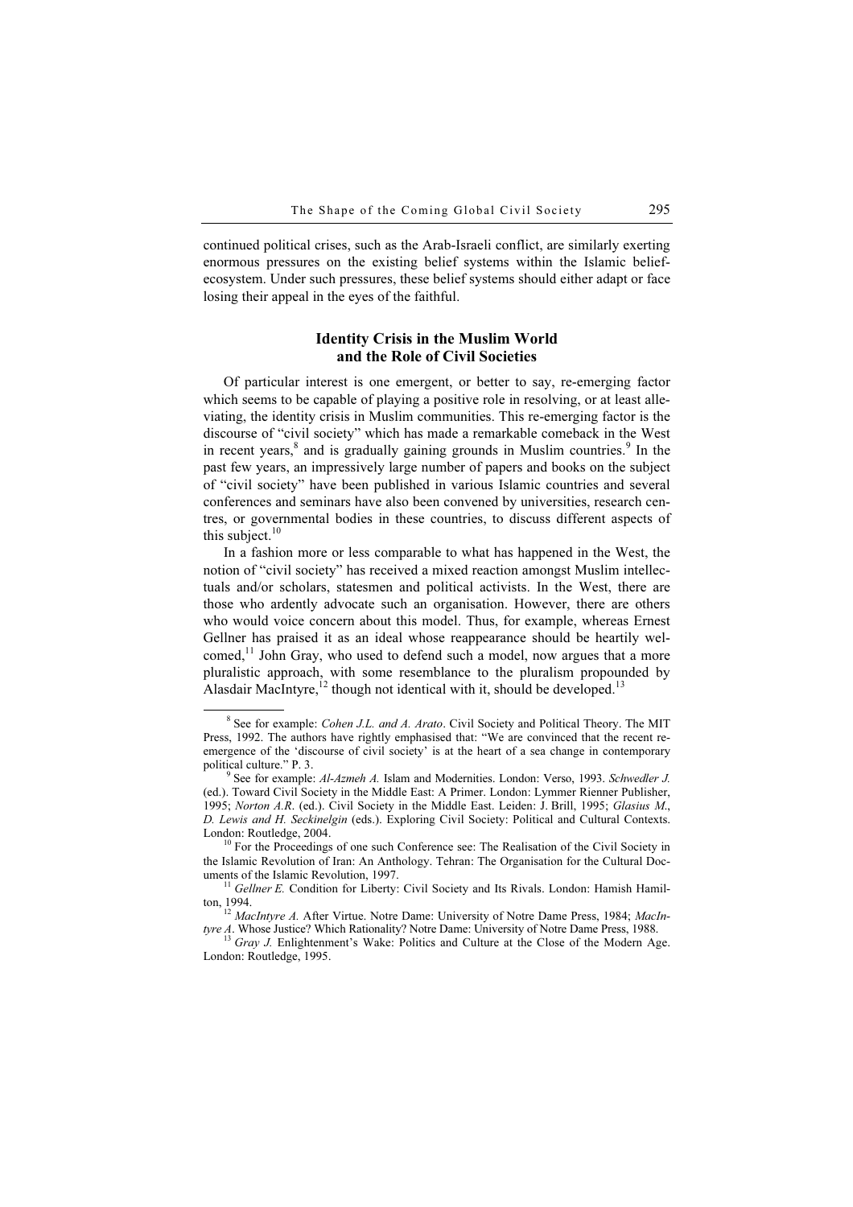continued political crises, such as the Arab-Israeli conflict, are similarly exerting enormous pressures on the existing belief systems within the Islamic belief-ecosystem. Under such pressures, these belief systems should either adapt or face losing their appeal in the eyes of the faithful.

## Identity Crisis in the Muslim World and the Role of Civil Societies

Of particular interest is one emergent, or better to say, re-emerging factor which seems to be capable of playing a positive role in resolving, or at least alleviating, the identity crisis in Muslim communities. This re-emerging factor is the discourse of "civil society" which has made a remarkable comeback in the West in recent years,[8] and is gradually gaining grounds in Muslim countries.[9] In the past few years, an impressively large number of papers and books on the subject of "civil society" have been published in various Islamic countries and several conferences and seminars have also been convened by universities, research centres, or governmental bodies in these countries, to discuss different aspects of this subject.[10]

In a fashion more or less comparable to what has happened in the West, the notion of "civil society" has received a mixed reaction amongst Muslim intellectuals and/or scholars, statesmen and political activists. In the West, there are those who ardently advocate such an organisation. However, there are others who would voice concern about this model. Thus, for example, whereas Ernest Gellner has praised it as an ideal whose reappearance should be heartily welcomed,[11] John Gray, who used to defend such a model, now argues that a more pluralistic approach, with some resemblance to the pluralism propounded by Alasdair MacIntyre,[12] though not identical with it, should be developed.[13]

---

[8] See for example: *Cohen J.L. and A. Arato*. Civil Society and Political Theory. The MIT Press, 1992. The authors have rightly emphasised that: "We are convinced that the recent re-emergence of the 'discourse of civil society' is at the heart of a sea change in contemporary political culture." P. 3.

[9] See for example: *Al-Azmeh A.* Islam and Modernities. London: Verso, 1993. *Schwedler J.* (ed.). Toward Civil Society in the Middle East: A Primer. London: Lymmer Rienner Publisher, 1995; *Norton A.R*. (ed.). Civil Society in the Middle East. Leiden: J. Brill, 1995; *Glasius M., D. Lewis and H. Seckinelgin* (eds.). Exploring Civil Society: Political and Cultural Contexts. London: Routledge, 2004.

[10] For the Proceedings of one such Conference see: The Realisation of the Civil Society in the Islamic Revolution of Iran: An Anthology. Tehran: The Organisation for the Cultural Documents of the Islamic Revolution, 1997.

[11] *Gellner E.* Condition for Liberty: Civil Society and Its Rivals. London: Hamish Hamilton, 1994.

[12] *MacIntyre A.* After Virtue. Notre Dame: University of Notre Dame Press, 1984; *MacIntyre A*. Whose Justice? Which Rationality? Notre Dame: University of Notre Dame Press, 1988.

[13] *Gray J.* Enlightenment's Wake: Politics and Culture at the Close of the Modern Age. London: Routledge, 1995.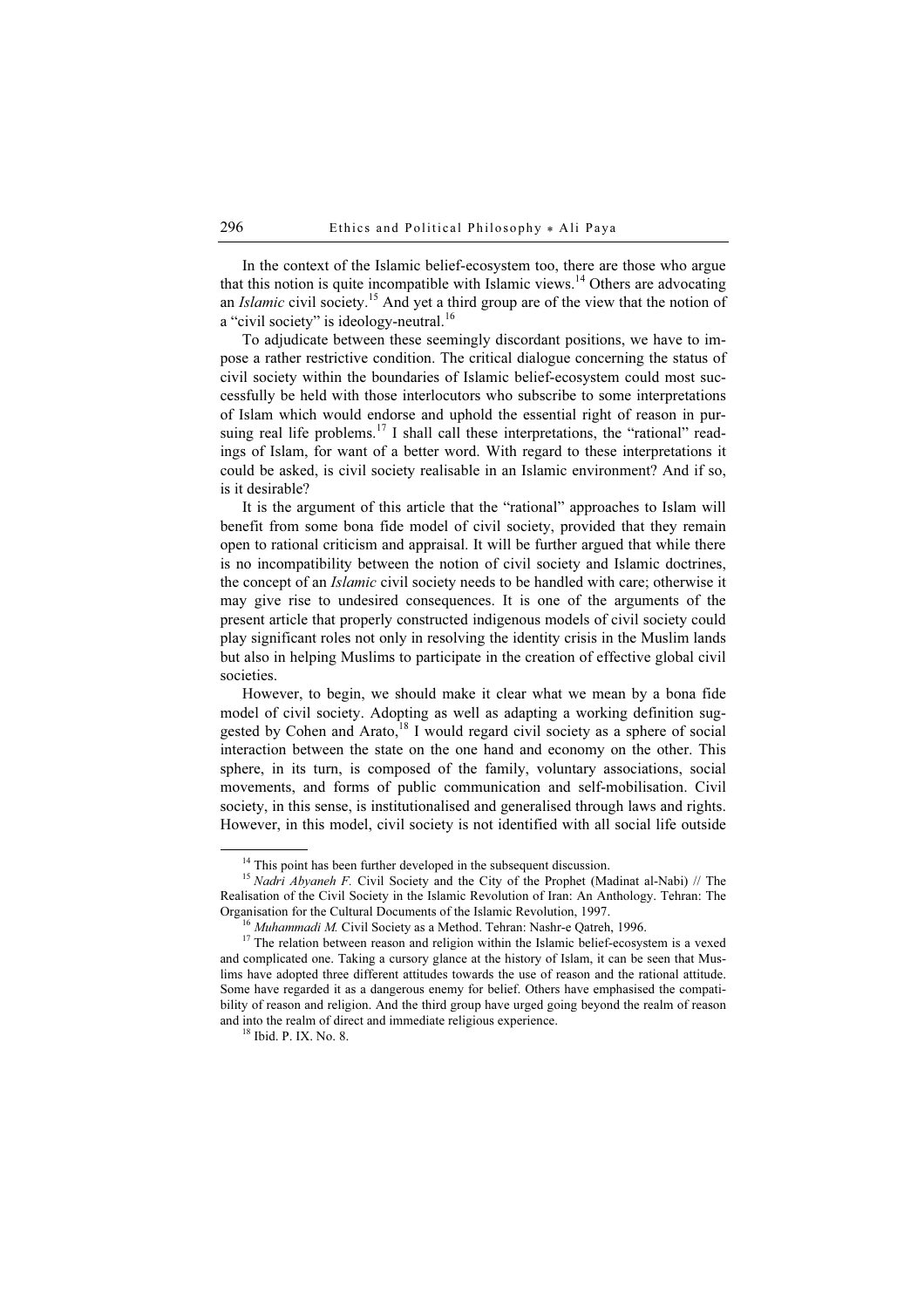In the context of the Islamic belief-ecosystem too, there are those who argue that this notion is quite incompatible with Islamic views.[14] Others are advocating an *Islamic* civil society.[15] And yet a third group are of the view that the notion of a "civil society" is ideology-neutral.[16]

To adjudicate between these seemingly discordant positions, we have to impose a rather restrictive condition. The critical dialogue concerning the status of civil society within the boundaries of Islamic belief-ecosystem could most successfully be held with those interlocutors who subscribe to some interpretations of Islam which would endorse and uphold the essential right of reason in pursuing real life problems.[17] I shall call these interpretations, the "rational" readings of Islam, for want of a better word. With regard to these interpretations it could be asked, is civil society realisable in an Islamic environment? And if so, is it desirable?

It is the argument of this article that the "rational" approaches to Islam will benefit from some bona fide model of civil society, provided that they remain open to rational criticism and appraisal. It will be further argued that while there is no incompatibility between the notion of civil society and Islamic doctrines, the concept of an *Islamic* civil society needs to be handled with care; otherwise it may give rise to undesired consequences. It is one of the arguments of the present article that properly constructed indigenous models of civil society could play significant roles not only in resolving the identity crisis in the Muslim lands but also in helping Muslims to participate in the creation of effective global civil societies.

However, to begin, we should make it clear what we mean by a bona fide model of civil society. Adopting as well as adapting a working definition suggested by Cohen and Arato,[18] I would regard civil society as a sphere of social interaction between the state on the one hand and economy on the other. This sphere, in its turn, is composed of the family, voluntary associations, social movements, and forms of public communication and self-mobilisation. Civil society, in this sense, is institutionalised and generalised through laws and rights. However, in this model, civil society is not identified with all social life outside

---

[14] This point has been further developed in the subsequent discussion.

[15] *Nadri Abyaneh F.* Civil Society and the City of the Prophet (Madinat al-Nabi) // The Realisation of the Civil Society in the Islamic Revolution of Iran: An Anthology. Tehran: The Organisation for the Cultural Documents of the Islamic Revolution, 1997.

[16] *Muhammadi M.* Civil Society as a Method. Tehran: Nashr-e Qatreh, 1996.

[17] The relation between reason and religion within the Islamic belief-ecosystem is a vexed and complicated one. Taking a cursory glance at the history of Islam, it can be seen that Muslims have adopted three different attitudes towards the use of reason and the rational attitude. Some have regarded it as a dangerous enemy for belief. Others have emphasised the compatibility of reason and religion. And the third group have urged going beyond the realm of reason and into the realm of direct and immediate religious experience.

[18] Ibid. P. IX. No. 8.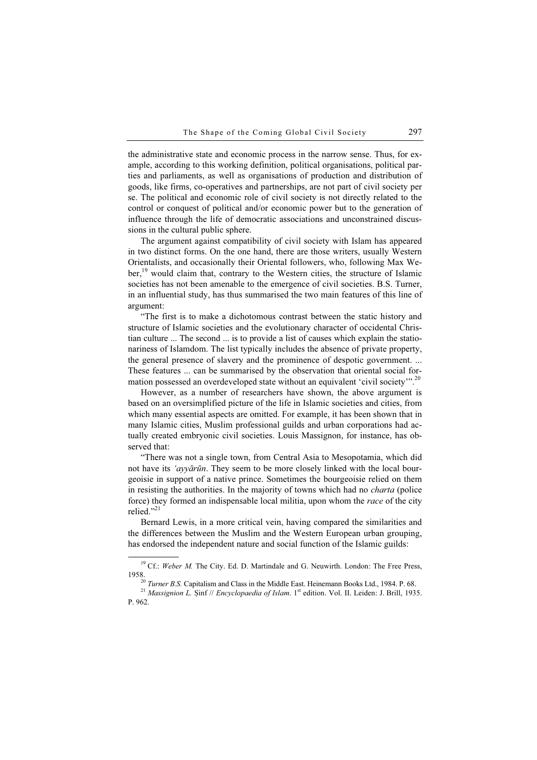the administrative state and economic process in the narrow sense. Thus, for example, according to this working definition, political organisations, political parties and parliaments, as well as organisations of production and distribution of goods, like firms, co-operatives and partnerships, are not part of civil society per se. The political and economic role of civil society is not directly related to the control or conquest of political and/or economic power but to the generation of influence through the life of democratic associations and unconstrained discussions in the cultural public sphere.

The argument against compatibility of civil society with Islam has appeared in two distinct forms. On the one hand, there are those writers, usually Western Orientalists, and occasionally their Oriental followers, who, following Max Weber,[19] would claim that, contrary to the Western cities, the structure of Islamic societies has not been amenable to the emergence of civil societies. B.S. Turner, in an influential study, has thus summarised the two main features of this line of argument:

"The first is to make a dichotomous contrast between the static history and structure of Islamic societies and the evolutionary character of occidental Christian culture ... The second ... is to provide a list of causes which explain the stationariness of Islamdom. The list typically includes the absence of private property, the general presence of slavery and the prominence of despotic government. ... These features ... can be summarised by the observation that oriental social formation possessed an overdeveloped state without an equivalent 'civil society'".[20]

However, as a number of researchers have shown, the above argument is based on an oversimplified picture of the life in Islamic societies and cities, from which many essential aspects are omitted. For example, it has been shown that in many Islamic cities, Muslim professional guilds and urban corporations had actually created embryonic civil societies. Louis Massignon, for instance, has observed that:

"There was not a single town, from Central Asia to Mesopotamia, which did not have its *'ayyārūn*. They seem to be more closely linked with the local bourgeoisie in support of a native prince. Sometimes the bourgeoisie relied on them in resisting the authorities. In the majority of towns which had no *charta* (police force) they formed an indispensable local militia, upon whom the *race* of the city relied."[21]

Bernard Lewis, in a more critical vein, having compared the similarities and the differences between the Muslim and the Western European urban grouping, has endorsed the independent nature and social function of the Islamic guilds:

---

[19] Cf.: *Weber M.* The City. Ed. D. Martindale and G. Neuwirth. London: The Free Press, 1958.

[20] *Turner B.S.* Capitalism and Class in the Middle East. Heinemann Books Ltd., 1984. P. 68.

[21] *Massignion L.* Ṣinf // *Encyclopaedia of Islam*. 1st edition. Vol. II. Leiden: J. Brill, 1935. P. 962.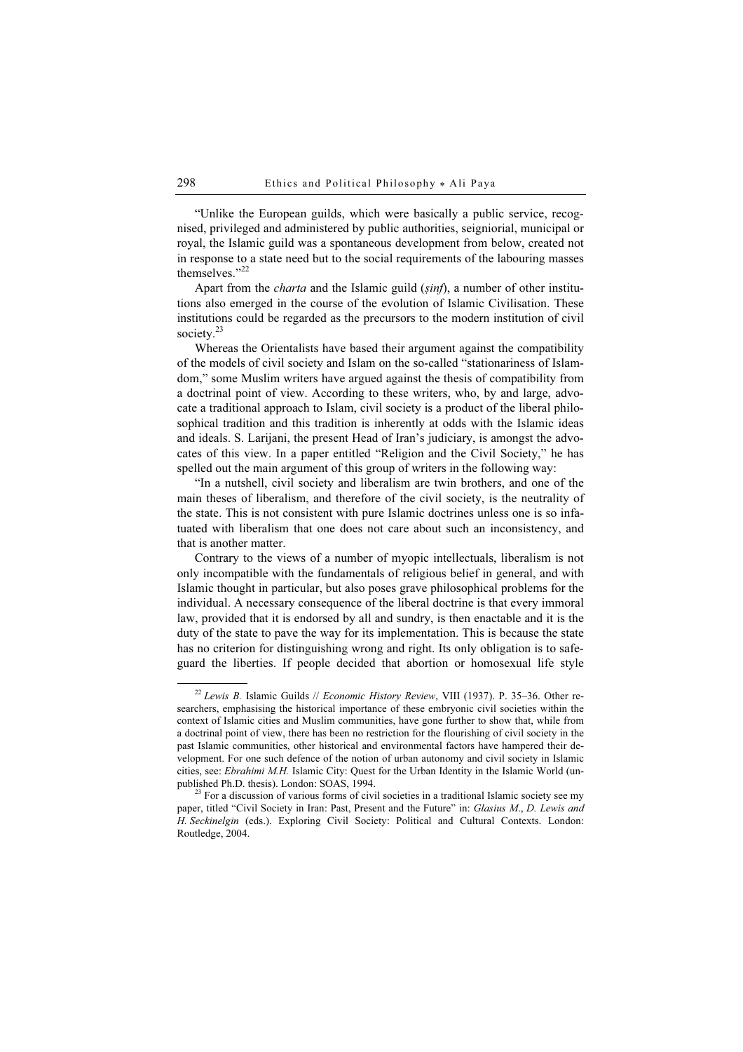"Unlike the European guilds, which were basically a public service, recognised, privileged and administered by public authorities, seigniorial, municipal or royal, the Islamic guild was a spontaneous development from below, created not in response to a state need but to the social requirements of the labouring masses themselves."[22]

Apart from the *charta* and the Islamic guild (*ṣinf*), a number of other institutions also emerged in the course of the evolution of Islamic Civilisation. These institutions could be regarded as the precursors to the modern institution of civil society.[23]

Whereas the Orientalists have based their argument against the compatibility of the models of civil society and Islam on the so-called "stationariness of Islamdom," some Muslim writers have argued against the thesis of compatibility from a doctrinal point of view. According to these writers, who, by and large, advocate a traditional approach to Islam, civil society is a product of the liberal philosophical tradition and this tradition is inherently at odds with the Islamic ideas and ideals. S. Larijani, the present Head of Iran's judiciary, is amongst the advocates of this view. In a paper entitled "Religion and the Civil Society," he has spelled out the main argument of this group of writers in the following way:

"In a nutshell, civil society and liberalism are twin brothers, and one of the main theses of liberalism, and therefore of the civil society, is the neutrality of the state. This is not consistent with pure Islamic doctrines unless one is so infatuated with liberalism that one does not care about such an inconsistency, and that is another matter.

Contrary to the views of a number of myopic intellectuals, liberalism is not only incompatible with the fundamentals of religious belief in general, and with Islamic thought in particular, but also poses grave philosophical problems for the individual. A necessary consequence of the liberal doctrine is that every immoral law, provided that it is endorsed by all and sundry, is then enactable and it is the duty of the state to pave the way for its implementation. This is because the state has no criterion for distinguishing wrong and right. Its only obligation is to safeguard the liberties. If people decided that abortion or homosexual life style

---

[22] *Lewis B.* Islamic Guilds // *Economic History Review*, VIII (1937). P. 35–36. Other researchers, emphasising the historical importance of these embryonic civil societies within the context of Islamic cities and Muslim communities, have gone further to show that, while from a doctrinal point of view, there has been no restriction for the flourishing of civil society in the past Islamic communities, other historical and environmental factors have hampered their development. For one such defence of the notion of urban autonomy and civil society in Islamic cities, see: *Ebrahimi M.H.* Islamic City: Quest for the Urban Identity in the Islamic World (unpublished Ph.D. thesis). London: SOAS, 1994.

[23] For a discussion of various forms of civil societies in a traditional Islamic society see my paper, titled "Civil Society in Iran: Past, Present and the Future" in: *Glasius M.*, *D. Lewis and H. Seckinelgin* (eds.). Exploring Civil Society: Political and Cultural Contexts. London: Routledge, 2004.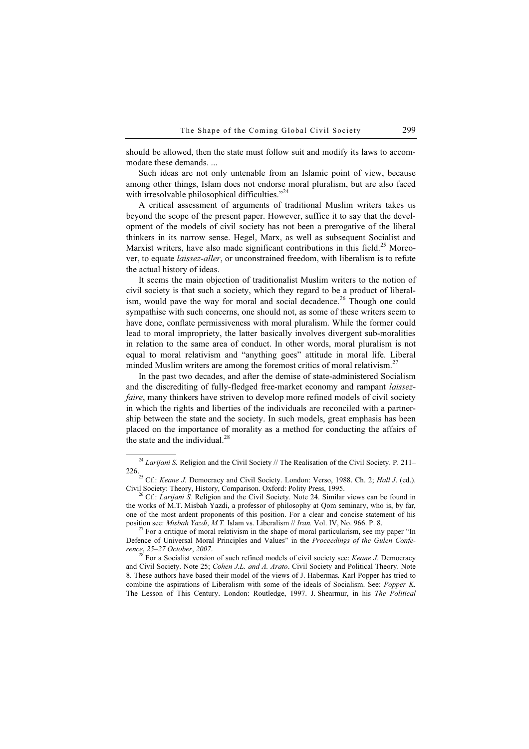should be allowed, then the state must follow suit and modify its laws to accommodate these demands. ...

Such ideas are not only untenable from an Islamic point of view, because among other things, Islam does not endorse moral pluralism, but are also faced with irresolvable philosophical difficulties."[24]

A critical assessment of arguments of traditional Muslim writers takes us beyond the scope of the present paper. However, suffice it to say that the development of the models of civil society has not been a prerogative of the liberal thinkers in its narrow sense. Hegel, Marx, as well as subsequent Socialist and Marxist writers, have also made significant contributions in this field.[25] Moreover, to equate *laissez-aller*, or unconstrained freedom, with liberalism is to refute the actual history of ideas.

It seems the main objection of traditionalist Muslim writers to the notion of civil society is that such a society, which they regard to be a product of liberalism, would pave the way for moral and social decadence.[26] Though one could sympathise with such concerns, one should not, as some of these writers seem to have done, conflate permissiveness with moral pluralism. While the former could lead to moral impropriety, the latter basically involves divergent sub-moralities in relation to the same area of conduct. In other words, moral pluralism is not equal to moral relativism and "anything goes" attitude in moral life. Liberal minded Muslim writers are among the foremost critics of moral relativism.[27]

In the past two decades, and after the demise of state-administered Socialism and the discrediting of fully-fledged free-market economy and rampant *laissez-faire*, many thinkers have striven to develop more refined models of civil society in which the rights and liberties of the individuals are reconciled with a partnership between the state and the society. In such models, great emphasis has been placed on the importance of morality as a method for conducting the affairs of the state and the individual.[28]

---

[24] *Larijani S.* Religion and the Civil Society // The Realisation of the Civil Society. P. 211–226.

[25] Cf.: *Keane J.* Democracy and Civil Society. London: Verso, 1988. Ch. 2; *Hall J.* (ed.). Civil Society: Theory, History, Comparison. Oxford: Polity Press, 1995.

[26] Cf.: *Larijani S.* Religion and the Civil Society. Note 24. Similar views can be found in the works of M.T. Misbah Yazdi, a professor of philosophy at Qom seminary, who is, by far, one of the most ardent proponents of this position. For a clear and concise statement of his position see: *Misbah Yazdi*, *M.T.* Islam vs. Liberalism // *Iran.* Vol. IV, No. 966. P. 8.

[27] For a critique of moral relativism in the shape of moral particularism, see my paper "In Defence of Universal Moral Principles and Values" in the *Proceedings of the Gulen Conference*, *25–27 October*, *2007*.

[28] For a Socialist version of such refined models of civil society see: *Keane J.* Democracy and Civil Society. Note 25; *Cohen J.L. and A. Arato*. Civil Society and Political Theory. Note 8. These authors have based their model of the views of J. Habermas*.* Karl Popper has tried to combine the aspirations of Liberalism with some of the ideals of Socialism. See: *Popper K.* The Lesson of This Century. London: Routledge, 1997. J. Shearmur, in his *The Political*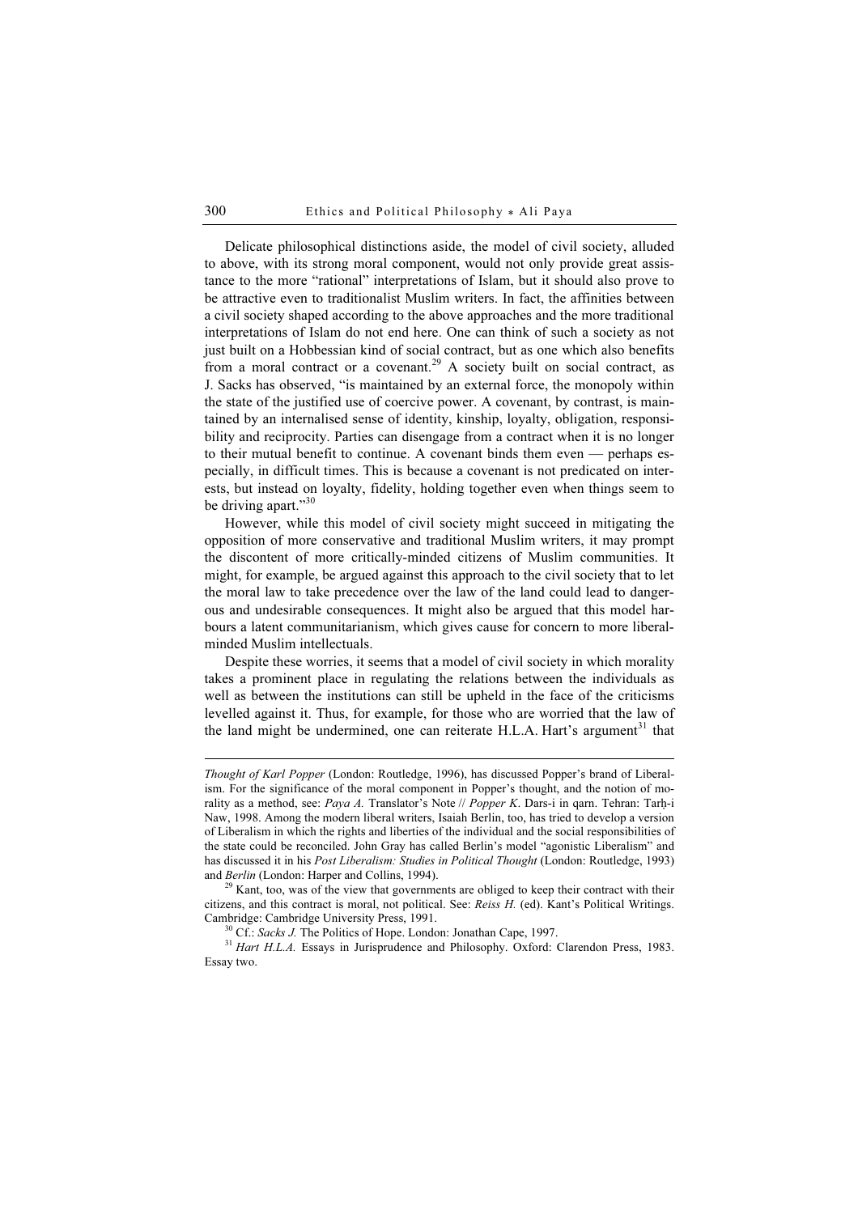Delicate philosophical distinctions aside, the model of civil society, alluded to above, with its strong moral component, would not only provide great assistance to the more "rational" interpretations of Islam, but it should also prove to be attractive even to traditionalist Muslim writers. In fact, the affinities between a civil society shaped according to the above approaches and the more traditional interpretations of Islam do not end here. One can think of such a society as not just built on a Hobbessian kind of social contract, but as one which also benefits from a moral contract or a covenant.[29] A society built on social contract, as J. Sacks has observed, "is maintained by an external force, the monopoly within the state of the justified use of coercive power. A covenant, by contrast, is maintained by an internalised sense of identity, kinship, loyalty, obligation, responsibility and reciprocity. Parties can disengage from a contract when it is no longer to their mutual benefit to continue. A covenant binds them even — perhaps especially, in difficult times. This is because a covenant is not predicated on interests, but instead on loyalty, fidelity, holding together even when things seem to be driving apart."[30]

However, while this model of civil society might succeed in mitigating the opposition of more conservative and traditional Muslim writers, it may prompt the discontent of more critically-minded citizens of Muslim communities. It might, for example, be argued against this approach to the civil society that to let the moral law to take precedence over the law of the land could lead to dangerous and undesirable consequences. It might also be argued that this model harbours a latent communitarianism, which gives cause for concern to more liberal-minded Muslim intellectuals.

Despite these worries, it seems that a model of civil society in which morality takes a prominent place in regulating the relations between the individuals as well as between the institutions can still be upheld in the face of the criticisms levelled against it. Thus, for example, for those who are worried that the law of the land might be undermined, one can reiterate H.L.A. Hart's argument[31] that

---

*Thought of Karl Popper* (London: Routledge, 1996), has discussed Popper's brand of Liberalism. For the significance of the moral component in Popper's thought, and the notion of morality as a method, see: *Paya A.* Translator's Note // *Popper K*. Dars-i in qarn. Tehran: Tarḥ-i Naw, 1998. Among the modern liberal writers, Isaiah Berlin, too, has tried to develop a version of Liberalism in which the rights and liberties of the individual and the social responsibilities of the state could be reconciled. John Gray has called Berlin's model "agonistic Liberalism" and has discussed it in his *Post Liberalism: Studies in Political Thought* (London: Routledge, 1993) and *Berlin* (London: Harper and Collins, 1994).

[29] Kant, too, was of the view that governments are obliged to keep their contract with their citizens, and this contract is moral, not political. See: *Reiss H.* (ed). Kant's Political Writings. Cambridge: Cambridge University Press, 1991.

[30] Cf.: *Sacks J.* The Politics of Hope. London: Jonathan Cape, 1997.

[31] *Hart H.L.A.* Essays in Jurisprudence and Philosophy. Oxford: Clarendon Press, 1983. Essay two.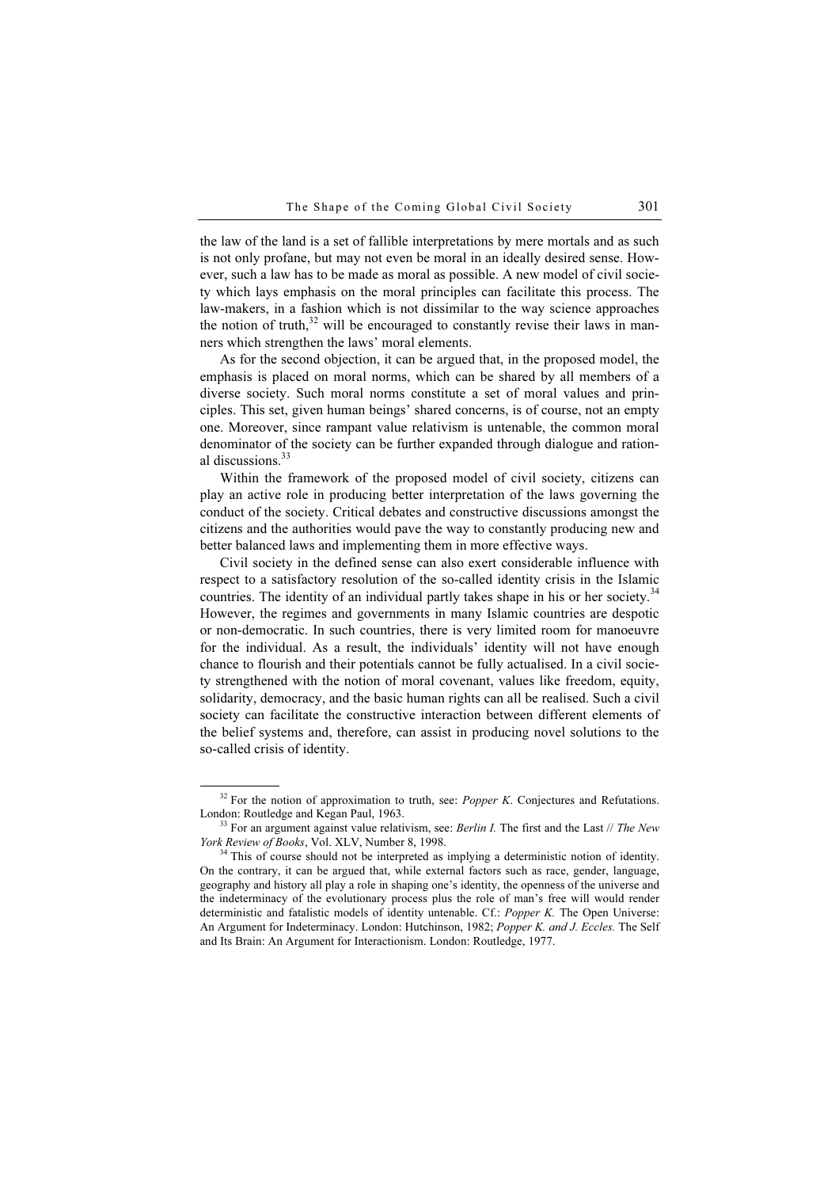the law of the land is a set of fallible interpretations by mere mortals and as such is not only profane, but may not even be moral in an ideally desired sense. However, such a law has to be made as moral as possible. A new model of civil society which lays emphasis on the moral principles can facilitate this process. The law-makers, in a fashion which is not dissimilar to the way science approaches the notion of truth,[32] will be encouraged to constantly revise their laws in manners which strengthen the laws' moral elements.

As for the second objection, it can be argued that, in the proposed model, the emphasis is placed on moral norms, which can be shared by all members of a diverse society. Such moral norms constitute a set of moral values and principles. This set, given human beings' shared concerns, is of course, not an empty one. Moreover, since rampant value relativism is untenable, the common moral denominator of the society can be further expanded through dialogue and rational discussions.[33]

Within the framework of the proposed model of civil society, citizens can play an active role in producing better interpretation of the laws governing the conduct of the society. Critical debates and constructive discussions amongst the citizens and the authorities would pave the way to constantly producing new and better balanced laws and implementing them in more effective ways.

Civil society in the defined sense can also exert considerable influence with respect to a satisfactory resolution of the so-called identity crisis in the Islamic countries. The identity of an individual partly takes shape in his or her society.[34] However, the regimes and governments in many Islamic countries are despotic or non-democratic. In such countries, there is very limited room for manoeuvre for the individual. As a result, the individuals' identity will not have enough chance to flourish and their potentials cannot be fully actualised. In a civil society strengthened with the notion of moral covenant, values like freedom, equity, solidarity, democracy, and the basic human rights can all be realised. Such a civil society can facilitate the constructive interaction between different elements of the belief systems and, therefore, can assist in producing novel solutions to the so-called crisis of identity.

---

[32] For the notion of approximation to truth, see: *Popper K*. Conjectures and Refutations. London: Routledge and Kegan Paul, 1963.

[33] For an argument against value relativism, see: *Berlin I.* The first and the Last // *The New York Review of Books*, Vol. XLV, Number 8, 1998.

[34] This of course should not be interpreted as implying a deterministic notion of identity. On the contrary, it can be argued that, while external factors such as race, gender, language, geography and history all play a role in shaping one's identity, the openness of the universe and the indeterminacy of the evolutionary process plus the role of man's free will would render deterministic and fatalistic models of identity untenable. Cf.: *Popper K.* The Open Universe: An Argument for Indeterminacy. London: Hutchinson, 1982; *Popper K. and J. Eccles.* The Self and Its Brain: An Argument for Interactionism. London: Routledge, 1977.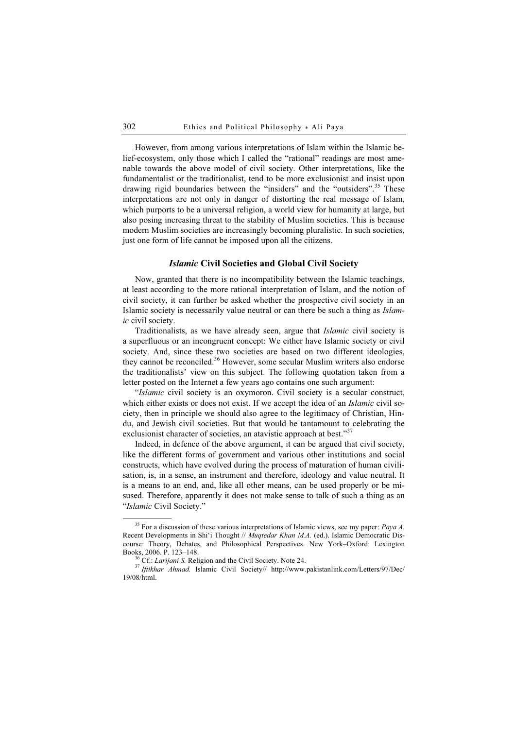However, from among various interpretations of Islam within the Islamic belief-ecosystem, only those which I called the "rational" readings are most amenable towards the above model of civil society. Other interpretations, like the fundamentalist or the traditionalist, tend to be more exclusionist and insist upon drawing rigid boundaries between the "insiders" and the "outsiders".[35] These interpretations are not only in danger of distorting the real message of Islam, which purports to be a universal religion, a world view for humanity at large, but also posing increasing threat to the stability of Muslim societies. This is because modern Muslim societies are increasingly becoming pluralistic. In such societies, just one form of life cannot be imposed upon all the citizens.

### ***Islamic* Civil Societies and Global Civil Society**

Now, granted that there is no incompatibility between the Islamic teachings, at least according to the more rational interpretation of Islam, and the notion of civil society, it can further be asked whether the prospective civil society in an Islamic society is necessarily value neutral or can there be such a thing as *Islamic* civil society.

Traditionalists, as we have already seen, argue that *Islamic* civil society is a superfluous or an incongruent concept: We either have Islamic society or civil society. And, since these two societies are based on two different ideologies, they cannot be reconciled.[36] However, some secular Muslim writers also endorse the traditionalists' view on this subject. The following quotation taken from a letter posted on the Internet a few years ago contains one such argument:

"*Islamic* civil society is an oxymoron. Civil society is a secular construct, which either exists or does not exist. If we accept the idea of an *Islamic* civil society, then in principle we should also agree to the legitimacy of Christian, Hindu, and Jewish civil societies. But that would be tantamount to celebrating the exclusionist character of societies, an atavistic approach at best."[37]

Indeed, in defence of the above argument, it can be argued that civil society, like the different forms of government and various other institutions and social constructs, which have evolved during the process of maturation of human civilisation, is, in a sense, an instrument and therefore, ideology and value neutral. It is a means to an end, and, like all other means, can be used properly or be misused. Therefore, apparently it does not make sense to talk of such a thing as an "*Islamic* Civil Society."

---

[35] For a discussion of these various interpretations of Islamic views, see my paper: *Paya A.* Recent Developments in Shi'i Thought // *Muqtedar Khan M.A.* (ed.). Islamic Democratic Discourse: Theory, Debates, and Philosophical Perspectives. New York–Oxford: Lexington Books, 2006. P. 123–148.

[36] Cf.: *Larijani S.* Religion and the Civil Society. Note 24.

[37] *Iftikhar Ahmad.* Islamic Civil Society// http://www.pakistanlink.com/Letters/97/Dec/19/08/html.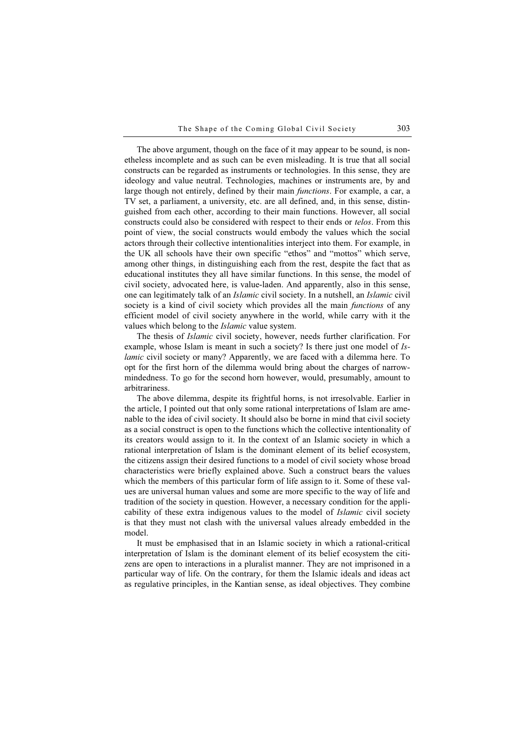The above argument, though on the face of it may appear to be sound, is nonetheless incomplete and as such can be even misleading. It is true that all social constructs can be regarded as instruments or technologies. In this sense, they are ideology and value neutral. Technologies, machines or instruments are, by and large though not entirely, defined by their main *functions*. For example, a car, a TV set, a parliament, a university, etc. are all defined, and, in this sense, distinguished from each other, according to their main functions. However, all social constructs could also be considered with respect to their ends or *telos*. From this point of view, the social constructs would embody the values which the social actors through their collective intentionalities interject into them. For example, in the UK all schools have their own specific "ethos" and "mottos" which serve, among other things, in distinguishing each from the rest, despite the fact that as educational institutes they all have similar functions. In this sense, the model of civil society, advocated here, is value-laden. And apparently, also in this sense, one can legitimately talk of an *Islamic* civil society. In a nutshell, an *Islamic* civil society is a kind of civil society which provides all the main *functions* of any efficient model of civil society anywhere in the world, while carry with it the values which belong to the *Islamic* value system.

The thesis of *Islamic* civil society, however, needs further clarification. For example, whose Islam is meant in such a society? Is there just one model of *Islamic* civil society or many? Apparently, we are faced with a dilemma here. To opt for the first horn of the dilemma would bring about the charges of narrow-mindedness. To go for the second horn however, would, presumably, amount to arbitrariness.

The above dilemma, despite its frightful horns, is not irresolvable. Earlier in the article, I pointed out that only some rational interpretations of Islam are amenable to the idea of civil society. It should also be borne in mind that civil society as a social construct is open to the functions which the collective intentionality of its creators would assign to it. In the context of an Islamic society in which a rational interpretation of Islam is the dominant element of its belief ecosystem, the citizens assign their desired functions to a model of civil society whose broad characteristics were briefly explained above. Such a construct bears the values which the members of this particular form of life assign to it. Some of these values are universal human values and some are more specific to the way of life and tradition of the society in question. However, a necessary condition for the applicability of these extra indigenous values to the model of *Islamic* civil society is that they must not clash with the universal values already embedded in the model.

It must be emphasised that in an Islamic society in which a rational-critical interpretation of Islam is the dominant element of its belief ecosystem the citizens are open to interactions in a pluralist manner. They are not imprisoned in a particular way of life. On the contrary, for them the Islamic ideals and ideas act as regulative principles, in the Kantian sense, as ideal objectives. They combine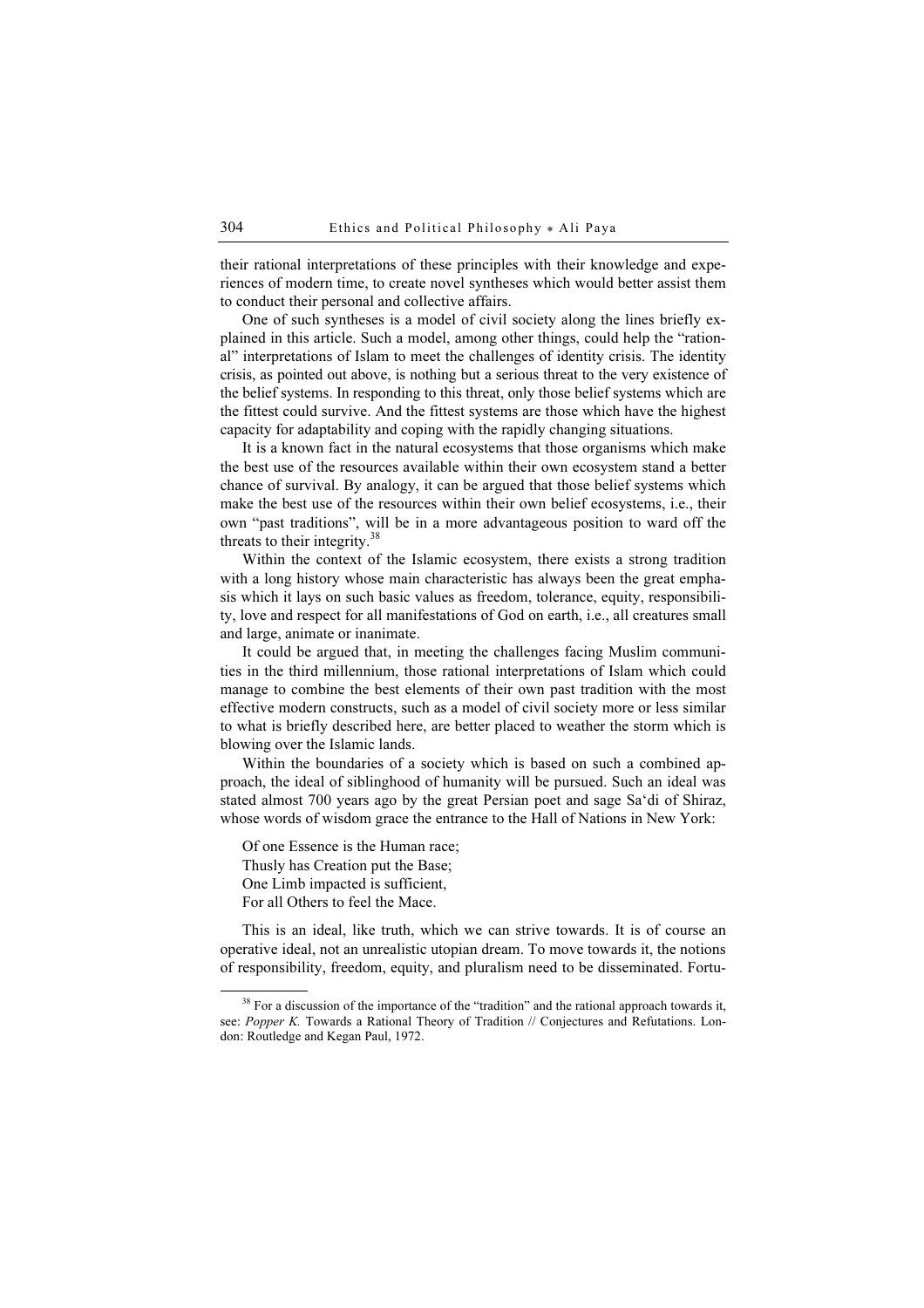their rational interpretations of these principles with their knowledge and experiences of modern time, to create novel syntheses which would better assist them to conduct their personal and collective affairs.

One of such syntheses is a model of civil society along the lines briefly explained in this article. Such a model, among other things, could help the "rational" interpretations of Islam to meet the challenges of identity crisis. The identity crisis, as pointed out above, is nothing but a serious threat to the very existence of the belief systems. In responding to this threat, only those belief systems which are the fittest could survive. And the fittest systems are those which have the highest capacity for adaptability and coping with the rapidly changing situations.

It is a known fact in the natural ecosystems that those organisms which make the best use of the resources available within their own ecosystem stand a better chance of survival. By analogy, it can be argued that those belief systems which make the best use of the resources within their own belief ecosystems, i.e., their own "past traditions", will be in a more advantageous position to ward off the threats to their integrity.[38]

Within the context of the Islamic ecosystem, there exists a strong tradition with a long history whose main characteristic has always been the great emphasis which it lays on such basic values as freedom, tolerance, equity, responsibility, love and respect for all manifestations of God on earth, i.e., all creatures small and large, animate or inanimate.

It could be argued that, in meeting the challenges facing Muslim communities in the third millennium, those rational interpretations of Islam which could manage to combine the best elements of their own past tradition with the most effective modern constructs, such as a model of civil society more or less similar to what is briefly described here, are better placed to weather the storm which is blowing over the Islamic lands.

Within the boundaries of a society which is based on such a combined approach, the ideal of siblinghood of humanity will be pursued. Such an ideal was stated almost 700 years ago by the great Persian poet and sage Sa'di of Shiraz, whose words of wisdom grace the entrance to the Hall of Nations in New York:

> Of one Essence is the Human race;
> Thusly has Creation put the Base;
> One Limb impacted is sufficient,
> For all Others to feel the Mace.

This is an ideal, like truth, which we can strive towards. It is of course an operative ideal, not an unrealistic utopian dream. To move towards it, the notions of responsibility, freedom, equity, and pluralism need to be disseminated. Fortu-

---

[38] For a discussion of the importance of the "tradition" and the rational approach towards it, see: *Popper K.* Towards a Rational Theory of Tradition // Conjectures and Refutations. London: Routledge and Kegan Paul, 1972.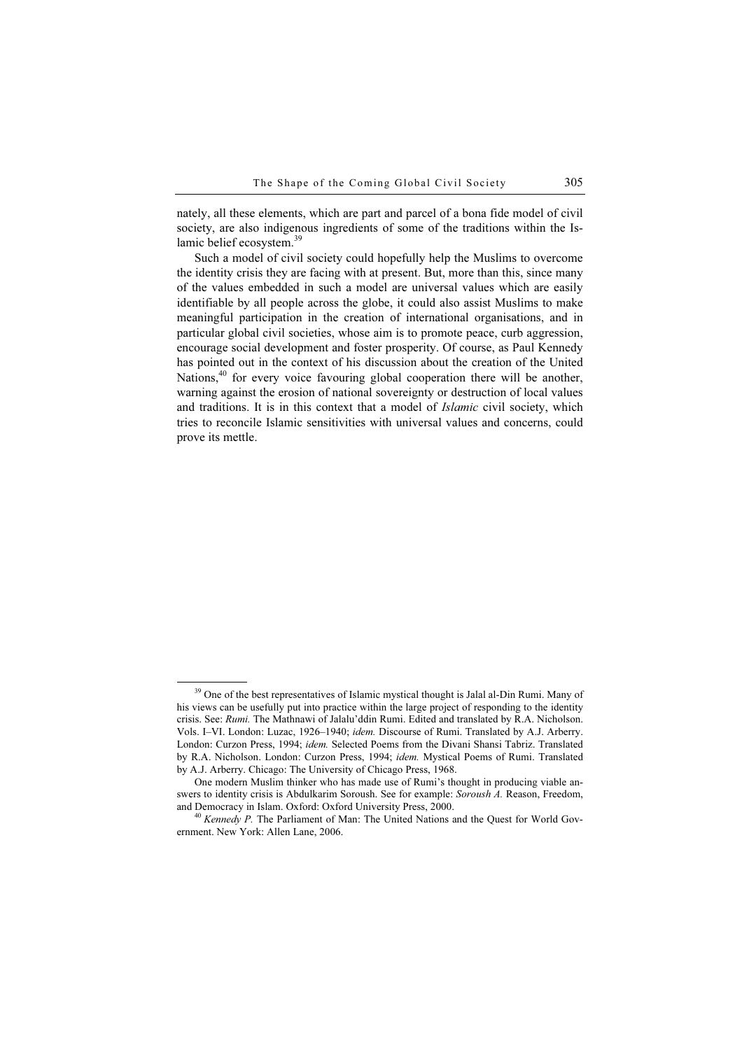nately, all these elements, which are part and parcel of a bona fide model of civil society, are also indigenous ingredients of some of the traditions within the Islamic belief ecosystem.[39]

Such a model of civil society could hopefully help the Muslims to overcome the identity crisis they are facing with at present. But, more than this, since many of the values embedded in such a model are universal values which are easily identifiable by all people across the globe, it could also assist Muslims to make meaningful participation in the creation of international organisations, and in particular global civil societies, whose aim is to promote peace, curb aggression, encourage social development and foster prosperity. Of course, as Paul Kennedy has pointed out in the context of his discussion about the creation of the United Nations,[40] for every voice favouring global cooperation there will be another, warning against the erosion of national sovereignty or destruction of local values and traditions. It is in this context that a model of *Islamic* civil society, which tries to reconcile Islamic sensitivities with universal values and concerns, could prove its mettle.

---

[39] One of the best representatives of Islamic mystical thought is Jalal al-Din Rumi. Many of his views can be usefully put into practice within the large project of responding to the identity crisis. See: *Rumi.* The Mathnawi of Jalalu'ddin Rumi. Edited and translated by R.A. Nicholson. Vols. I–VI. London: Luzac, 1926–1940; *idem.* Discourse of Rumi. Translated by A.J. Arberry. London: Curzon Press, 1994; *idem.* Selected Poems from the Divani Shansi Tabriz. Translated by R.A. Nicholson. London: Curzon Press, 1994; *idem.* Mystical Poems of Rumi. Translated by A.J. Arberry. Chicago: The University of Chicago Press, 1968.

One modern Muslim thinker who has made use of Rumi's thought in producing viable answers to identity crisis is Abdulkarim Soroush. See for example: *Soroush A.* Reason, Freedom, and Democracy in Islam. Oxford: Oxford University Press, 2000.

[40] *Kennedy P.* The Parliament of Man: The United Nations and the Quest for World Government. New York: Allen Lane, 2006.